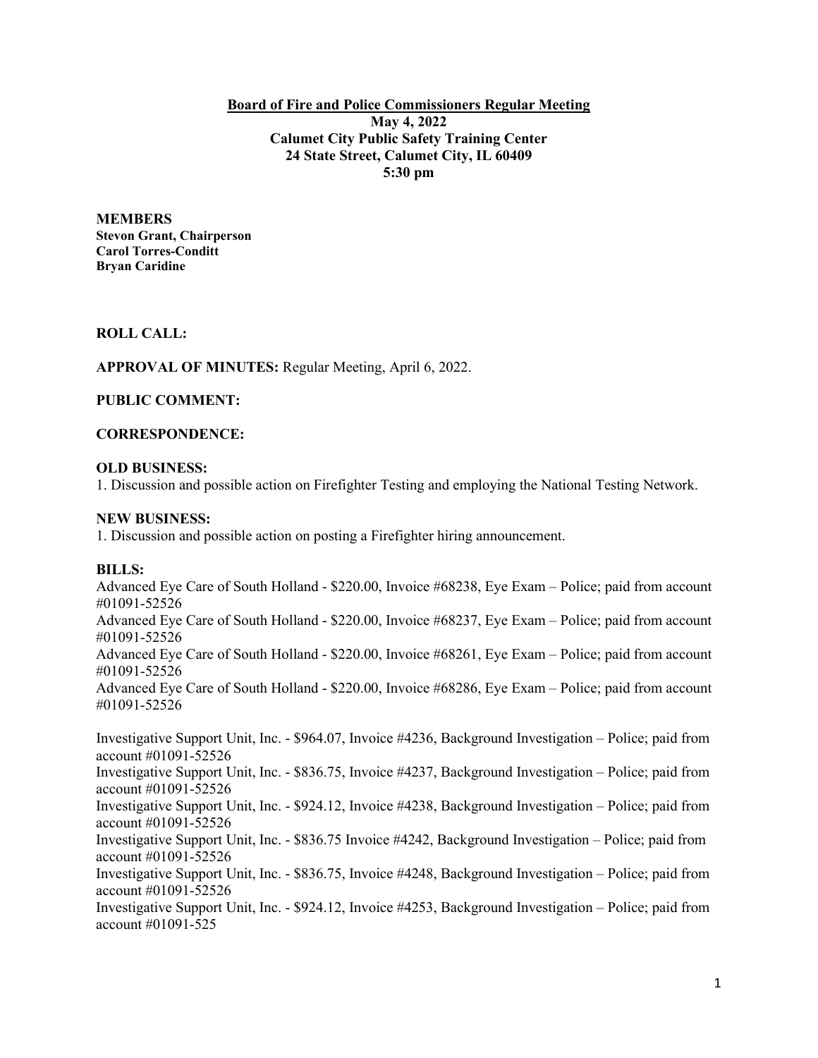**Board of Fire and Police Commissioners Regular Meeting**
**May 4, 2022**
**Calumet City Public Safety Training Center**
**24 State Street, Calumet City, IL 60409**
**5:30 pm**

**MEMBERS**
**Stevon Grant, Chairperson**
**Carol Torres-Conditt**
**Bryan Caridine**

**ROLL CALL:**

**APPROVAL OF MINUTES:** Regular Meeting, April 6, 2022.

**PUBLIC COMMENT:**

**CORRESPONDENCE:**

**OLD BUSINESS:**
1. Discussion and possible action on Firefighter Testing and employing the National Testing Network.

**NEW BUSINESS:**
1. Discussion and possible action on posting a Firefighter hiring announcement.

**BILLS:**
Advanced Eye Care of South Holland - $220.00, Invoice #68238, Eye Exam – Police; paid from account #01091-52526
Advanced Eye Care of South Holland - $220.00, Invoice #68237, Eye Exam – Police; paid from account #01091-52526
Advanced Eye Care of South Holland - $220.00, Invoice #68261, Eye Exam – Police; paid from account #01091-52526
Advanced Eye Care of South Holland - $220.00, Invoice #68286, Eye Exam – Police; paid from account #01091-52526

Investigative Support Unit, Inc. - $964.07, Invoice #4236, Background Investigation – Police; paid from account #01091-52526
Investigative Support Unit, Inc. - $836.75, Invoice #4237, Background Investigation – Police; paid from account #01091-52526
Investigative Support Unit, Inc. - $924.12, Invoice #4238, Background Investigation – Police; paid from account #01091-52526
Investigative Support Unit, Inc. - $836.75 Invoice #4242, Background Investigation – Police; paid from account #01091-52526
Investigative Support Unit, Inc. - $836.75, Invoice #4248, Background Investigation – Police; paid from account #01091-52526
Investigative Support Unit, Inc. - $924.12, Invoice #4253, Background Investigation – Police; paid from account #01091-525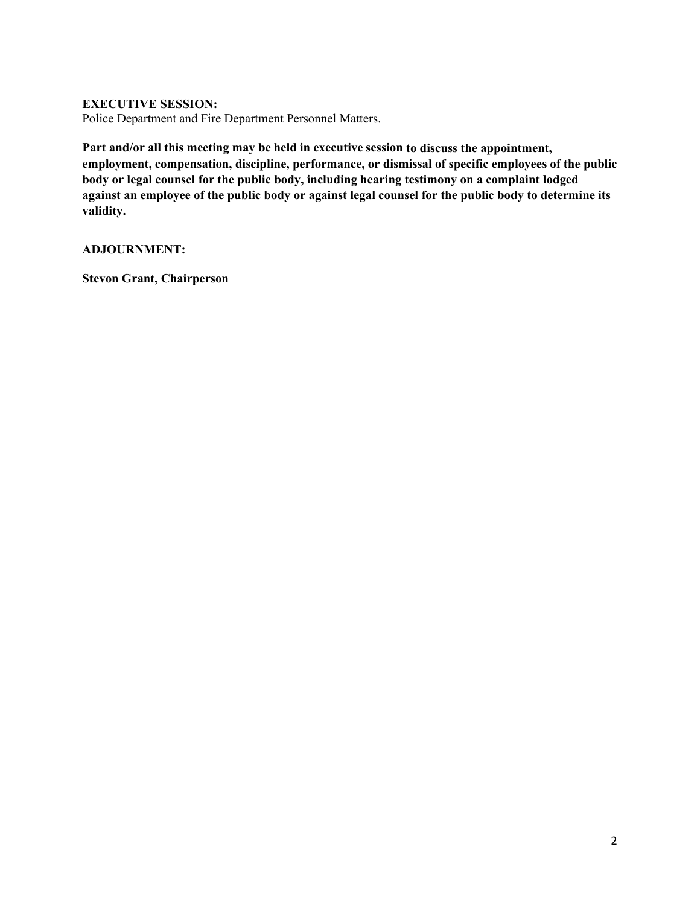**EXECUTIVE SESSION:**
Police Department and Fire Department Personnel Matters.

**Part and/or all this meeting may be held in executive session to discuss the appointment, employment, compensation, discipline, performance, or dismissal of specific employees of the public body or legal counsel for the public body, including hearing testimony on a complaint lodged against an employee of the public body or against legal counsel for the public body to determine its validity.**

**ADJOURNMENT:**

**Stevon Grant, Chairperson**